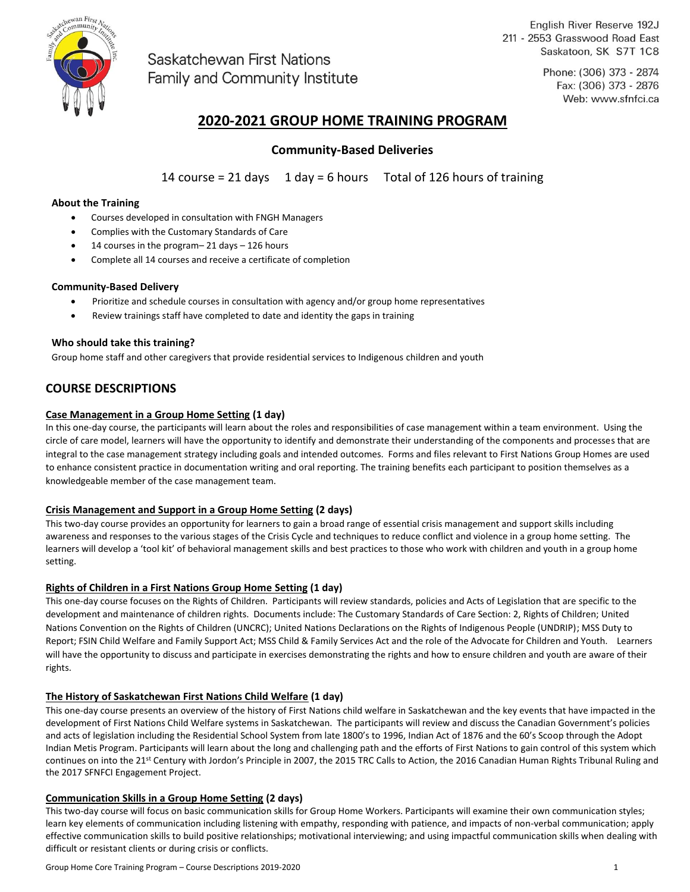Saskatchewan First Nations Family and Community Institute

English River Reserve 192J
211 - 2553 Grasswood Road East
Saskatoon, SK S7T 1C8

Phone: (306) 373 - 2874
Fax: (306) 373 - 2876
Web: www.sfnfci.ca

# 2020-2021 GROUP HOME TRAINING PROGRAM

### Community-Based Deliveries

14 course = 21 days 1 day = 6 hours Total of 126 hours of training

**About the Training**

- Courses developed in consultation with FNGH Managers
- Complies with the Customary Standards of Care
- 14 courses in the program– 21 days – 126 hours
- Complete all 14 courses and receive a certificate of completion

**Community-Based Delivery**

- Prioritize and schedule courses in consultation with agency and/or group home representatives
- Review trainings staff have completed to date and identity the gaps in training

**Who should take this training?**

Group home staff and other caregivers that provide residential services to Indigenous children and youth

## COURSE DESCRIPTIONS

**Case Management in a Group Home Setting (1 day)**

In this one-day course, the participants will learn about the roles and responsibilities of case management within a team environment. Using the circle of care model, learners will have the opportunity to identify and demonstrate their understanding of the components and processes that are integral to the case management strategy including goals and intended outcomes. Forms and files relevant to First Nations Group Homes are used to enhance consistent practice in documentation writing and oral reporting. The training benefits each participant to position themselves as a knowledgeable member of the case management team.

**Crisis Management and Support in a Group Home Setting (2 days)**

This two-day course provides an opportunity for learners to gain a broad range of essential crisis management and support skills including awareness and responses to the various stages of the Crisis Cycle and techniques to reduce conflict and violence in a group home setting. The learners will develop a 'tool kit' of behavioral management skills and best practices to those who work with children and youth in a group home setting.

**Rights of Children in a First Nations Group Home Setting (1 day)**

This one-day course focuses on the Rights of Children. Participants will review standards, policies and Acts of Legislation that are specific to the development and maintenance of children rights. Documents include: The Customary Standards of Care Section: 2, Rights of Children; United Nations Convention on the Rights of Children (UNCRC); United Nations Declarations on the Rights of Indigenous People (UNDRIP); MSS Duty to Report; FSIN Child Welfare and Family Support Act; MSS Child & Family Services Act and the role of the Advocate for Children and Youth. Learners will have the opportunity to discuss and participate in exercises demonstrating the rights and how to ensure children and youth are aware of their rights.

**The History of Saskatchewan First Nations Child Welfare (1 day)**

This one-day course presents an overview of the history of First Nations child welfare in Saskatchewan and the key events that have impacted in the development of First Nations Child Welfare systems in Saskatchewan. The participants will review and discuss the Canadian Government's policies and acts of legislation including the Residential School System from late 1800's to 1996, Indian Act of 1876 and the 60's Scoop through the Adopt Indian Metis Program. Participants will learn about the long and challenging path and the efforts of First Nations to gain control of this system which continues on into the 21st Century with Jordon's Principle in 2007, the 2015 TRC Calls to Action, the 2016 Canadian Human Rights Tribunal Ruling and the 2017 SFNFCI Engagement Project.

**Communication Skills in a Group Home Setting (2 days)**

This two-day course will focus on basic communication skills for Group Home Workers. Participants will examine their own communication styles; learn key elements of communication including listening with empathy, responding with patience, and impacts of non-verbal communication; apply effective communication skills to build positive relationships; motivational interviewing; and using impactful communication skills when dealing with difficult or resistant clients or during crisis or conflicts.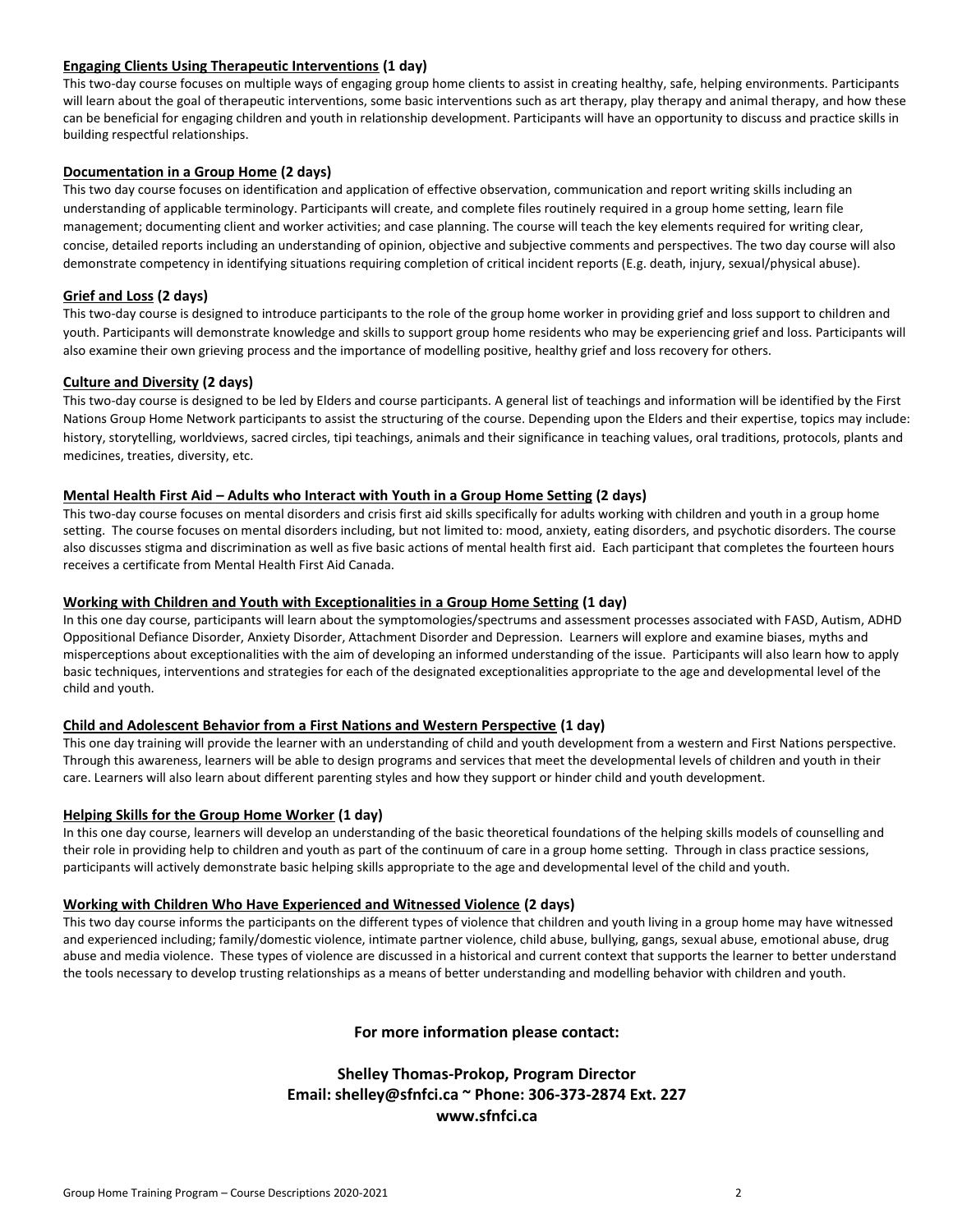**Engaging Clients Using Therapeutic Interventions (1 day)**

This two-day course focuses on multiple ways of engaging group home clients to assist in creating healthy, safe, helping environments. Participants will learn about the goal of therapeutic interventions, some basic interventions such as art therapy, play therapy and animal therapy, and how these can be beneficial for engaging children and youth in relationship development. Participants will have an opportunity to discuss and practice skills in building respectful relationships.

**Documentation in a Group Home (2 days)**

This two day course focuses on identification and application of effective observation, communication and report writing skills including an understanding of applicable terminology. Participants will create, and complete files routinely required in a group home setting, learn file management; documenting client and worker activities; and case planning. The course will teach the key elements required for writing clear, concise, detailed reports including an understanding of opinion, objective and subjective comments and perspectives. The two day course will also demonstrate competency in identifying situations requiring completion of critical incident reports (E.g. death, injury, sexual/physical abuse).

**Grief and Loss (2 days)**

This two-day course is designed to introduce participants to the role of the group home worker in providing grief and loss support to children and youth. Participants will demonstrate knowledge and skills to support group home residents who may be experiencing grief and loss. Participants will also examine their own grieving process and the importance of modelling positive, healthy grief and loss recovery for others.

**Culture and Diversity (2 days)**

This two-day course is designed to be led by Elders and course participants. A general list of teachings and information will be identified by the First Nations Group Home Network participants to assist the structuring of the course. Depending upon the Elders and their expertise, topics may include: history, storytelling, worldviews, sacred circles, tipi teachings, animals and their significance in teaching values, oral traditions, protocols, plants and medicines, treaties, diversity, etc.

**Mental Health First Aid – Adults who Interact with Youth in a Group Home Setting (2 days)**

This two-day course focuses on mental disorders and crisis first aid skills specifically for adults working with children and youth in a group home setting. The course focuses on mental disorders including, but not limited to: mood, anxiety, eating disorders, and psychotic disorders. The course also discusses stigma and discrimination as well as five basic actions of mental health first aid. Each participant that completes the fourteen hours receives a certificate from Mental Health First Aid Canada.

**Working with Children and Youth with Exceptionalities in a Group Home Setting (1 day)**

In this one day course, participants will learn about the symptomologies/spectrums and assessment processes associated with FASD, Autism, ADHD Oppositional Defiance Disorder, Anxiety Disorder, Attachment Disorder and Depression. Learners will explore and examine biases, myths and misperceptions about exceptionalities with the aim of developing an informed understanding of the issue. Participants will also learn how to apply basic techniques, interventions and strategies for each of the designated exceptionalities appropriate to the age and developmental level of the child and youth.

**Child and Adolescent Behavior from a First Nations and Western Perspective (1 day)**

This one day training will provide the learner with an understanding of child and youth development from a western and First Nations perspective. Through this awareness, learners will be able to design programs and services that meet the developmental levels of children and youth in their care. Learners will also learn about different parenting styles and how they support or hinder child and youth development.

**Helping Skills for the Group Home Worker (1 day)**

In this one day course, learners will develop an understanding of the basic theoretical foundations of the helping skills models of counselling and their role in providing help to children and youth as part of the continuum of care in a group home setting. Through in class practice sessions, participants will actively demonstrate basic helping skills appropriate to the age and developmental level of the child and youth.

**Working with Children Who Have Experienced and Witnessed Violence (2 days)**

This two day course informs the participants on the different types of violence that children and youth living in a group home may have witnessed and experienced including; family/domestic violence, intimate partner violence, child abuse, bullying, gangs, sexual abuse, emotional abuse, drug abuse and media violence. These types of violence are discussed in a historical and current context that supports the learner to better understand the tools necessary to develop trusting relationships as a means of better understanding and modelling behavior with children and youth.

**For more information please contact:**

**Shelley Thomas-Prokop, Program Director**
**Email: shelley@sfnfci.ca ~ Phone: 306-373-2874 Ext. 227**
**www.sfnfci.ca**